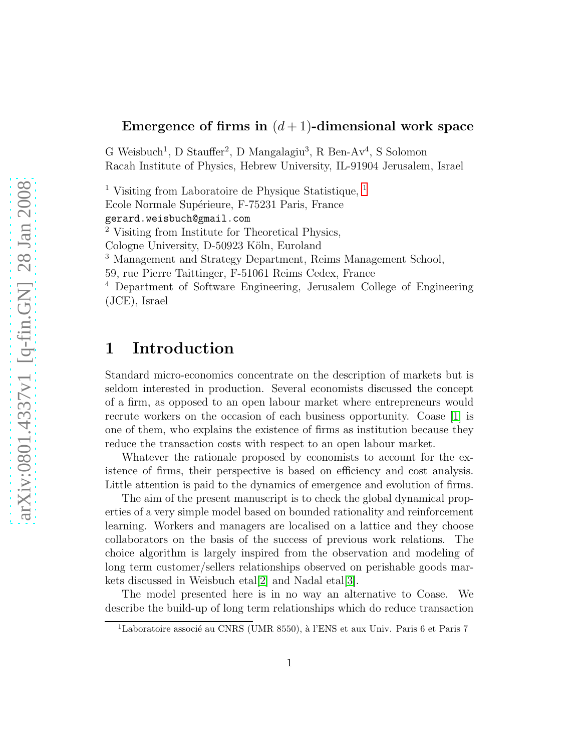# Emergence of firms in $(d+1)$-dimensional work space

G Weisbuch[1], D Stauffer[2], D Mangalagiu[3], R Ben-Av[4], S Solomon
Racah Institute of Physics, Hebrew University, IL-91904 Jerusalem, Israel

[1] Visiting from Laboratoire de Physique Statistique, [1]
Ecole Normale Supérieure, F-75231 Paris, France
gerard.weisbuch@gmail.com
[2] Visiting from Institute for Theoretical Physics,
Cologne University, D-50923 Köln, Euroland
[3] Management and Strategy Department, Reims Management School,
59, rue Pierre Taittinger, F-51061 Reims Cedex, France
[4] Department of Software Engineering, Jerusalem College of Engineering (JCE), Israel

## 1 Introduction

Standard micro-economics concentrate on the description of markets but is seldom interested in production. Several economists discussed the concept of a firm, as opposed to an open labour market where entrepreneurs would recrute workers on the occasion of each business opportunity. Coase [1] is one of them, who explains the existence of firms as institution because they reduce the transaction costs with respect to an open labour market.

Whatever the rationale proposed by economists to account for the existence of firms, their perspective is based on efficiency and cost analysis. Little attention is paid to the dynamics of emergence and evolution of firms.

The aim of the present manuscript is to check the global dynamical properties of a very simple model based on bounded rationality and reinforcement learning. Workers and managers are localised on a lattice and they choose collaborators on the basis of the success of previous work relations. The choice algorithm is largely inspired from the observation and modeling of long term customer/sellers relationships observed on perishable goods markets discussed in Weisbuch etal[2] and Nadal etal[3].

The model presented here is in no way an alternative to Coase. We describe the build-up of long term relationships which do reduce transaction

[1] Laboratoire associé au CNRS (UMR 8550), à l'ENS et aux Univ. Paris 6 et Paris 7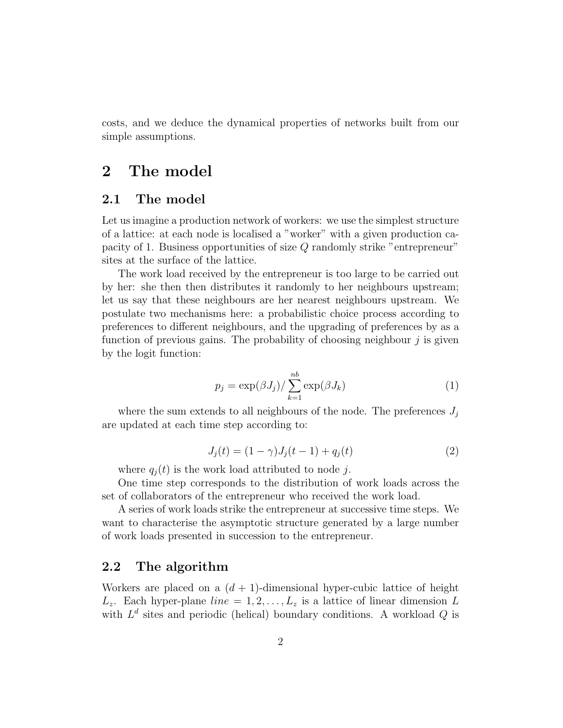costs, and we deduce the dynamical properties of networks built from our simple assumptions.

# 2 The model

## 2.1 The model

Let us imagine a production network of workers: we use the simplest structure of a lattice: at each node is localised a "worker" with a given production capacity of 1. Business opportunities of size $Q$ randomly strike "entrepreneur" sites at the surface of the lattice.

The work load received by the entrepreneur is too large to be carried out by her: she then then distributes it randomly to her neighbours upstream; let us say that these neighbours are her nearest neighbours upstream. We postulate two mechanisms here: a probabilistic choice process according to preferences to different neighbours, and the upgrading of preferences by as a function of previous gains. The probability of choosing neighbour $j$ is given by the logit function:

$$p_j = \exp(\beta J_j) / \sum_{k=1}^{nb} \exp(\beta J_k) \tag{1}$$

where the sum extends to all neighbours of the node. The preferences $J_j$ are updated at each time step according to:

$$J_j(t) = (1 - \gamma) J_j(t-1) + q_j(t) \tag{2}$$

where $q_j(t)$ is the work load attributed to node $j$.

One time step corresponds to the distribution of work loads across the set of collaborators of the entrepreneur who received the work load.

A series of work loads strike the entrepreneur at successive time steps. We want to characterise the asymptotic structure generated by a large number of work loads presented in succession to the entrepreneur.

## 2.2 The algorithm

Workers are placed on a $(d+1)$-dimensional hyper-cubic lattice of height $L_z$. Each hyper-plane $line = 1, 2, \ldots, L_z$ is a lattice of linear dimension $L$ with $L^d$ sites and periodic (helical) boundary conditions. A workload $Q$ is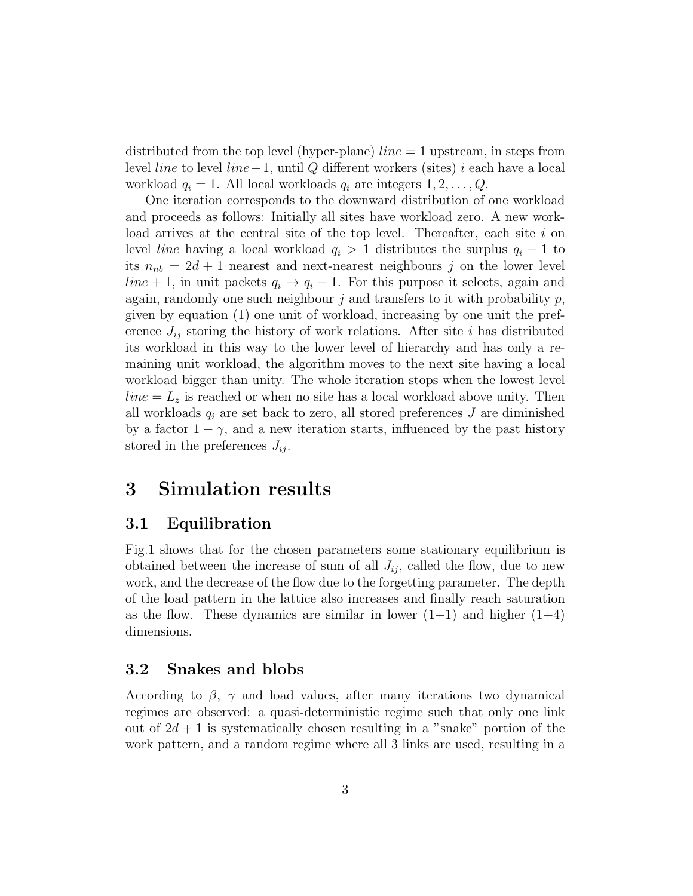distributed from the top level (hyper-plane) $line = 1$ upstream, in steps from level $line$ to level $line+1$, until $Q$ different workers (sites) $i$ each have a local workload $q_i = 1$. All local workloads $q_i$ are integers $1, 2, \ldots, Q$.

One iteration corresponds to the downward distribution of one workload and proceeds as follows: Initially all sites have workload zero. A new workload arrives at the central site of the top level. Thereafter, each site $i$ on level $line$ having a local workload $q_i > 1$ distributes the surplus $q_i - 1$ to its $n_{nb} = 2d + 1$ nearest and next-nearest neighbours $j$ on the lower level $line + 1$, in unit packets $q_i \to q_i - 1$. For this purpose it selects, again and again, randomly one such neighbour $j$ and transfers to it with probability $p$, given by equation (1) one unit of workload, increasing by one unit the preference $J_{ij}$ storing the history of work relations. After site $i$ has distributed its workload in this way to the lower level of hierarchy and has only a remaining unit workload, the algorithm moves to the next site having a local workload bigger than unity. The whole iteration stops when the lowest level $line = L_z$ is reached or when no site has a local workload above unity. Then all workloads $q_i$ are set back to zero, all stored preferences $J$ are diminished by a factor $1 - \gamma$, and a new iteration starts, influenced by the past history stored in the preferences $J_{ij}$.

# 3 Simulation results

## 3.1 Equilibration

Fig.1 shows that for the chosen parameters some stationary equilibrium is obtained between the increase of sum of all $J_{ij}$, called the flow, due to new work, and the decrease of the flow due to the forgetting parameter. The depth of the load pattern in the lattice also increases and finally reach saturation as the flow. These dynamics are similar in lower (1+1) and higher (1+4) dimensions.

## 3.2 Snakes and blobs

According to $\beta$, $\gamma$ and load values, after many iterations two dynamical regimes are observed: a quasi-deterministic regime such that only one link out of $2d + 1$ is systematically chosen resulting in a "snake" portion of the work pattern, and a random regime where all 3 links are used, resulting in a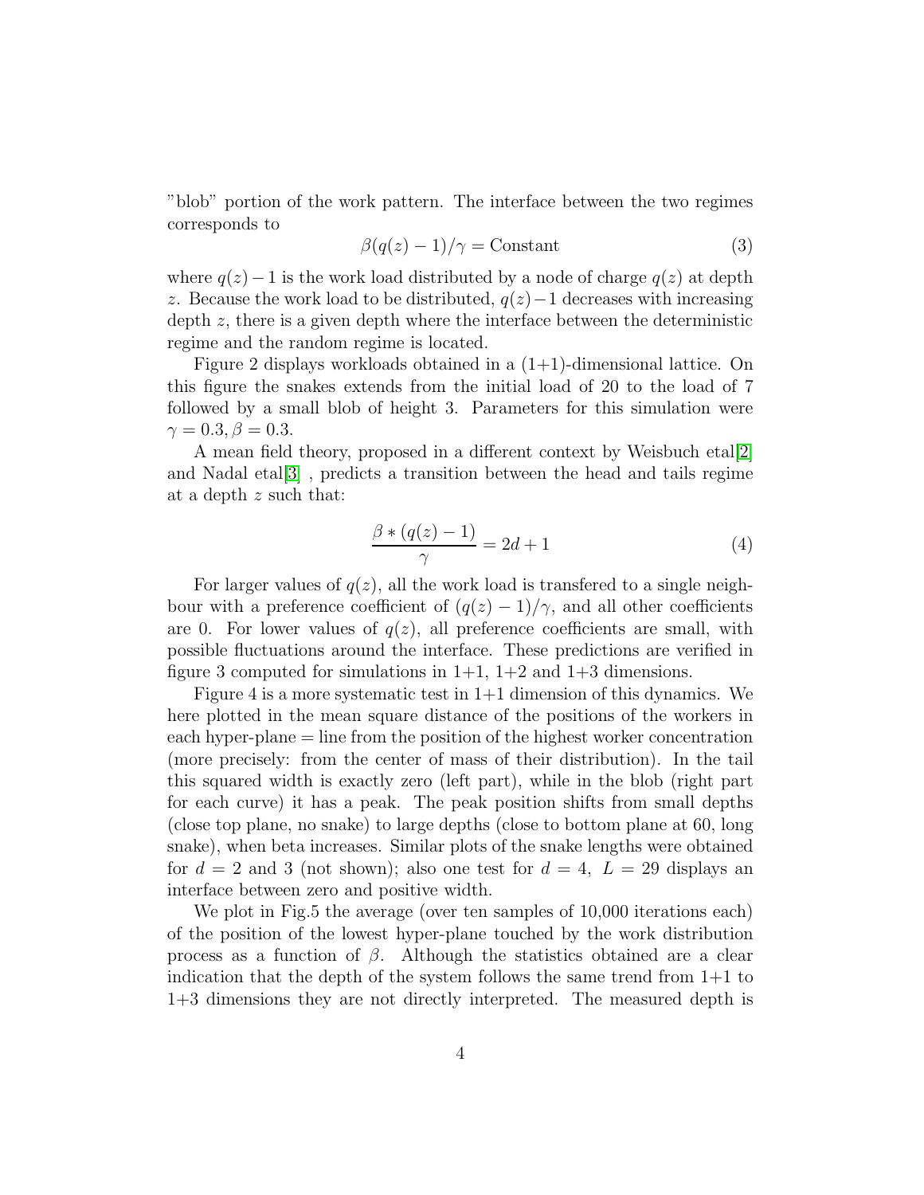"blob" portion of the work pattern. The interface between the two regimes corresponds to

$$\beta(q(z)-1)/\gamma = \text{Constant} \tag{3}$$

where $q(z)-1$ is the work load distributed by a node of charge $q(z)$ at depth $z$. Because the work load to be distributed, $q(z)-1$ decreases with increasing depth $z$, there is a given depth where the interface between the deterministic regime and the random regime is located.

Figure 2 displays workloads obtained in a (1+1)-dimensional lattice. On this figure the snakes extends from the initial load of 20 to the load of 7 followed by a small blob of height 3. Parameters for this simulation were $\gamma = 0.3, \beta = 0.3$.

A mean field theory, proposed in a different context by Weisbuch etal[2] and Nadal etal[3] , predicts a transition between the head and tails regime at a depth $z$ such that:

$$\frac{\beta * (q(z)-1)}{\gamma} = 2d + 1 \tag{4}$$

For larger values of $q(z)$, all the work load is transfered to a single neighbour with a preference coefficient of $(q(z)-1)/\gamma$, and all other coefficients are 0. For lower values of $q(z)$, all preference coefficients are small, with possible fluctuations around the interface. These predictions are verified in figure 3 computed for simulations in 1+1, 1+2 and 1+3 dimensions.

Figure 4 is a more systematic test in 1+1 dimension of this dynamics. We here plotted in the mean square distance of the positions of the workers in each hyper-plane = line from the position of the highest worker concentration (more precisely: from the center of mass of their distribution). In the tail this squared width is exactly zero (left part), while in the blob (right part for each curve) it has a peak. The peak position shifts from small depths (close top plane, no snake) to large depths (close to bottom plane at 60, long snake), when beta increases. Similar plots of the snake lengths were obtained for $d = 2$ and 3 (not shown); also one test for $d = 4,\ L = 29$ displays an interface between zero and positive width.

We plot in Fig.5 the average (over ten samples of 10,000 iterations each) of the position of the lowest hyper-plane touched by the work distribution process as a function of $\beta$. Although the statistics obtained are a clear indication that the depth of the system follows the same trend from 1+1 to 1+3 dimensions they are not directly interpreted. The measured depth is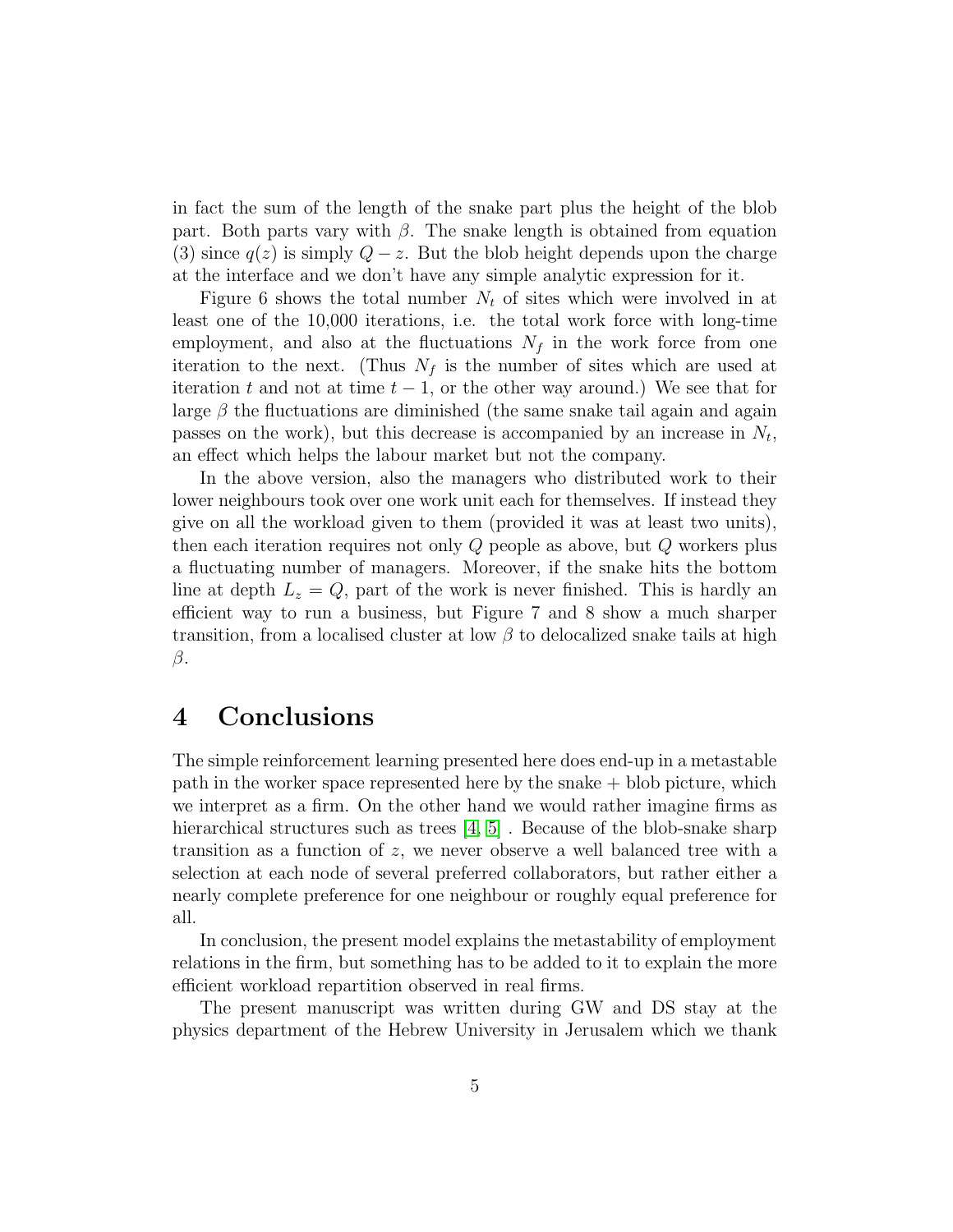in fact the sum of the length of the snake part plus the height of the blob part. Both parts vary with $\beta$. The snake length is obtained from equation (3) since $q(z)$ is simply $Q - z$. But the blob height depends upon the charge at the interface and we don't have any simple analytic expression for it.

Figure 6 shows the total number $N_t$ of sites which were involved in at least one of the 10,000 iterations, i.e. the total work force with long-time employment, and also at the fluctuations $N_f$ in the work force from one iteration to the next. (Thus $N_f$ is the number of sites which are used at iteration $t$ and not at time $t-1$, or the other way around.) We see that for large $\beta$ the fluctuations are diminished (the same snake tail again and again passes on the work), but this decrease is accompanied by an increase in $N_t$, an effect which helps the labour market but not the company.

In the above version, also the managers who distributed work to their lower neighbours took over one work unit each for themselves. If instead they give on all the workload given to them (provided it was at least two units), then each iteration requires not only $Q$ people as above, but $Q$ workers plus a fluctuating number of managers. Moreover, if the snake hits the bottom line at depth $L_z = Q$, part of the work is never finished. This is hardly an efficient way to run a business, but Figure 7 and 8 show a much sharper transition, from a localised cluster at low $\beta$ to delocalized snake tails at high $\beta$.

# 4 Conclusions

The simple reinforcement learning presented here does end-up in a metastable path in the worker space represented here by the snake + blob picture, which we interpret as a firm. On the other hand we would rather imagine firms as hierarchical structures such as trees [4, 5] . Because of the blob-snake sharp transition as a function of $z$, we never observe a well balanced tree with a selection at each node of several preferred collaborators, but rather either a nearly complete preference for one neighbour or roughly equal preference for all.

In conclusion, the present model explains the metastability of employment relations in the firm, but something has to be added to it to explain the more efficient workload repartition observed in real firms.

The present manuscript was written during GW and DS stay at the physics department of the Hebrew University in Jerusalem which we thank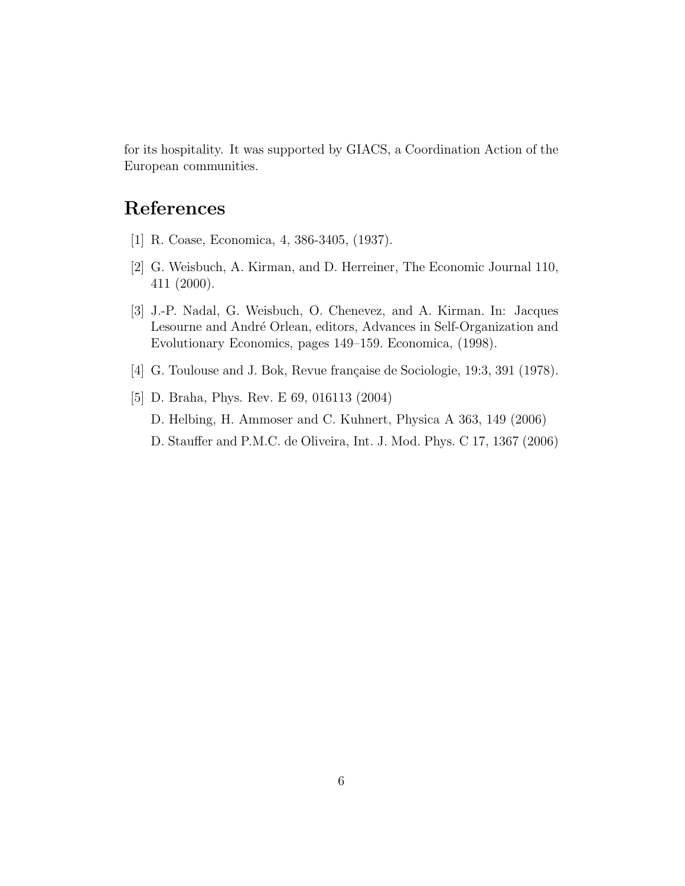for its hospitality. It was supported by GIACS, a Coordination Action of the European communities.

## References

[1] R. Coase, Economica, 4, 386-3405, (1937).

[2] G. Weisbuch, A. Kirman, and D. Herreiner, The Economic Journal 110, 411 (2000).

[3] J.-P. Nadal, G. Weisbuch, O. Chenevez, and A. Kirman. In: Jacques Lesourne and André Orlean, editors, Advances in Self-Organization and Evolutionary Economics, pages 149–159. Economica, (1998).

[4] G. Toulouse and J. Bok, Revue française de Sociologie, 19:3, 391 (1978).

[5] D. Braha, Phys. Rev. E 69, 016113 (2004)
D. Helbing, H. Ammoser and C. Kuhnert, Physica A 363, 149 (2006)
D. Stauffer and P.M.C. de Oliveira, Int. J. Mod. Phys. C 17, 1367 (2006)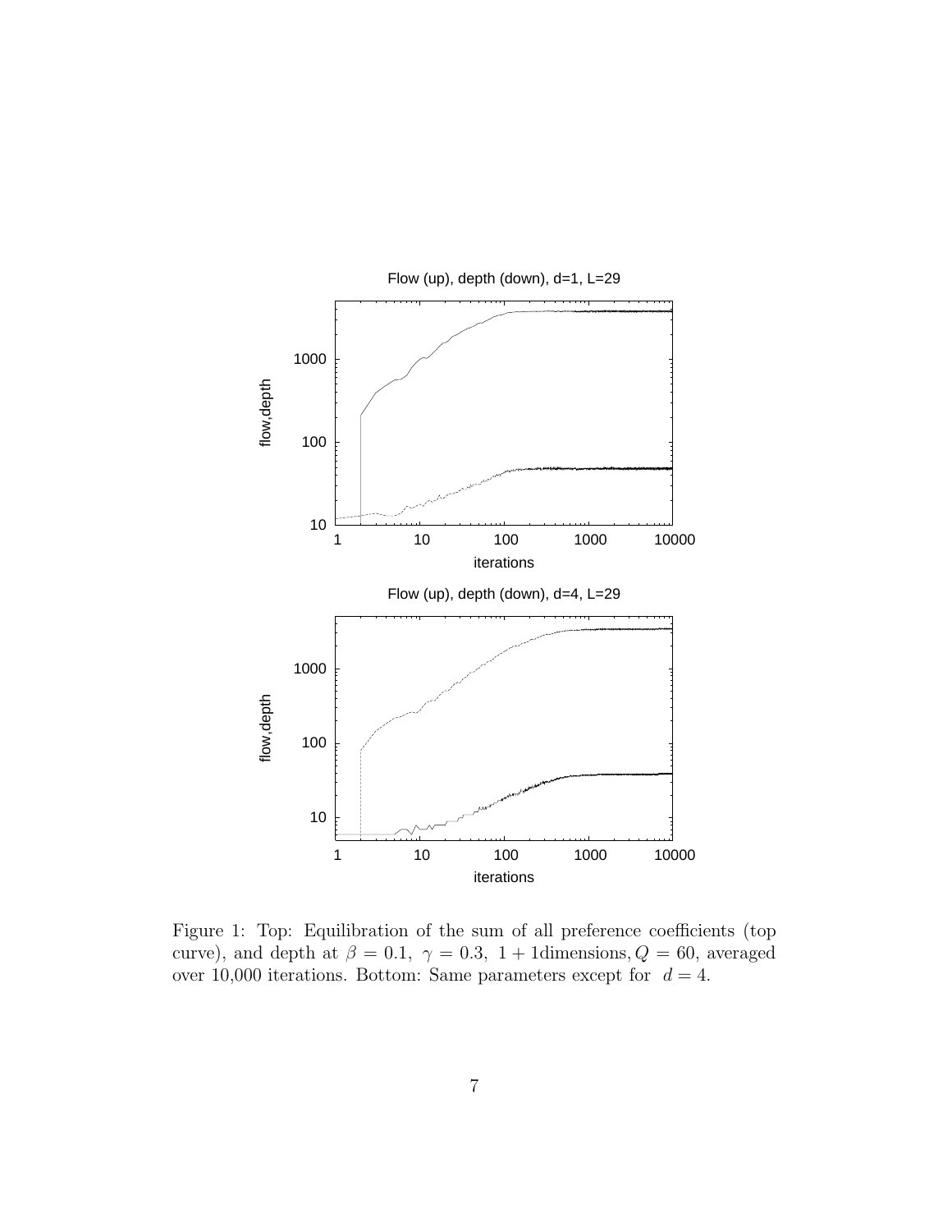Figure 1: Top: Equilibration of the sum of all preference coefficients (top curve), and depth at $\beta = 0.1,\ \gamma = 0.3,\ 1+1$dimensions$, Q = 60$, averaged over 10,000 iterations. Bottom: Same parameters except for $d = 4$.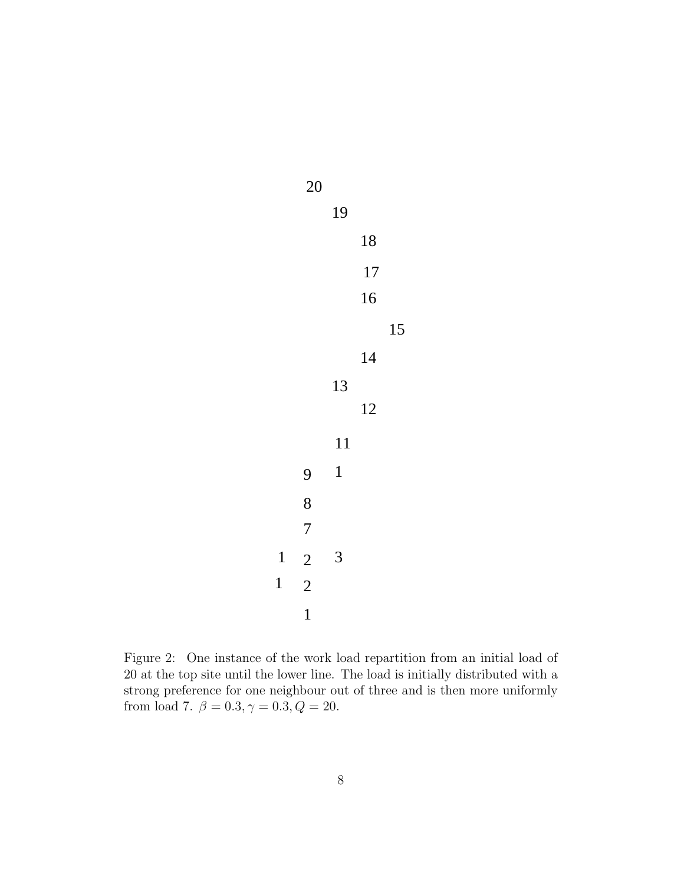20

19

18

17

16

15

14

13

12

11

9 1

8

7

1 2 3

1 2

1

Figure 2: One instance of the work load repartition from an initial load of 20 at the top site until the lower line. The load is initially distributed with a strong preference for one neighbour out of three and is then more uniformly from load 7. $\beta = 0.3, \gamma = 0.3, Q = 20$.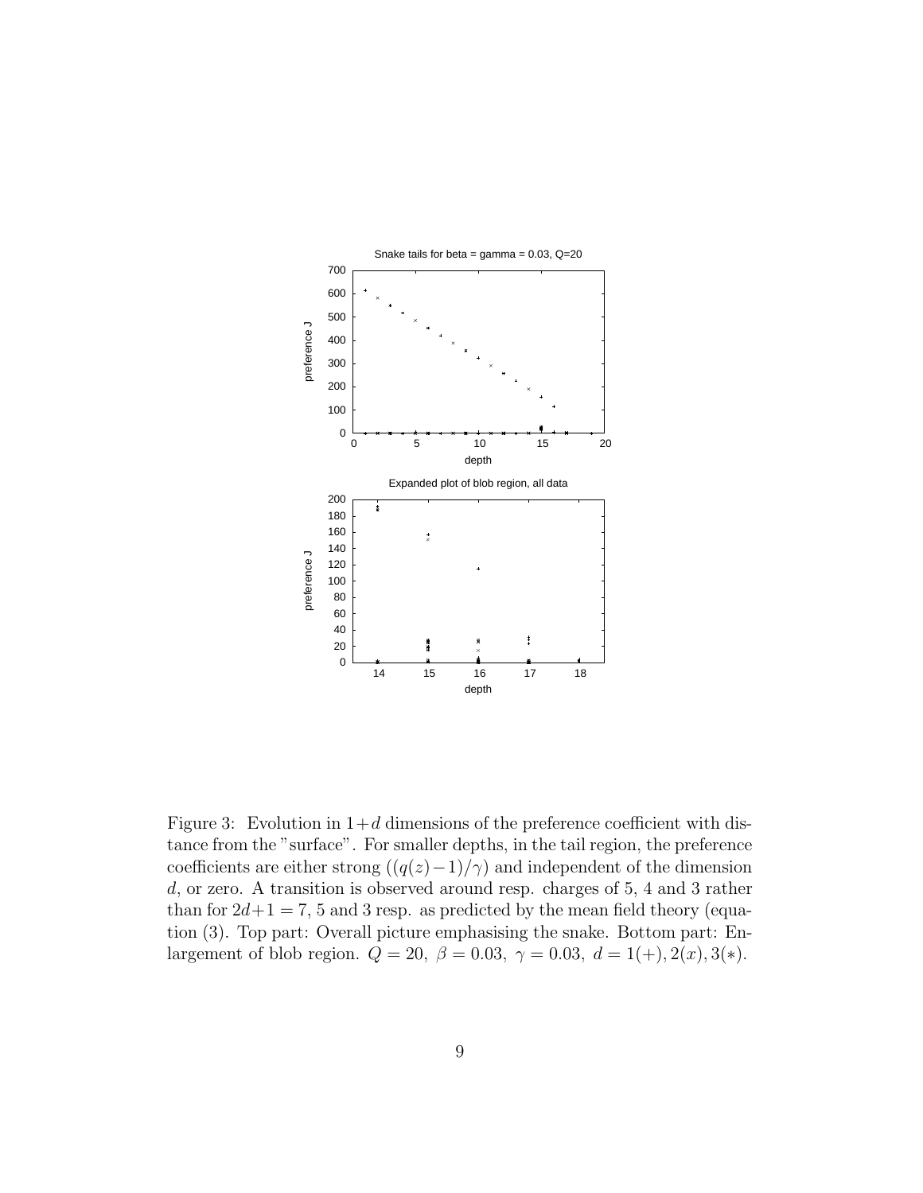Snake tails for beta = gamma = 0.03, Q=20

Expanded plot of blob region, all data

Figure 3: Evolution in $1+d$ dimensions of the preference coefficient with distance from the "surface". For smaller depths, in the tail region, the preference coefficients are either strong ($(q(z)-1)/\gamma$) and independent of the dimension $d$, or zero. A transition is observed around resp. charges of 5, 4 and 3 rather than for $2d+1 = 7$, 5 and 3 resp. as predicted by the mean field theory (equation (3). Top part: Overall picture emphasising the snake. Bottom part: Enlargement of blob region. $Q = 20,\ \beta = 0.03,\ \gamma = 0.03,\ d = 1(+), 2(x), 3(*)$.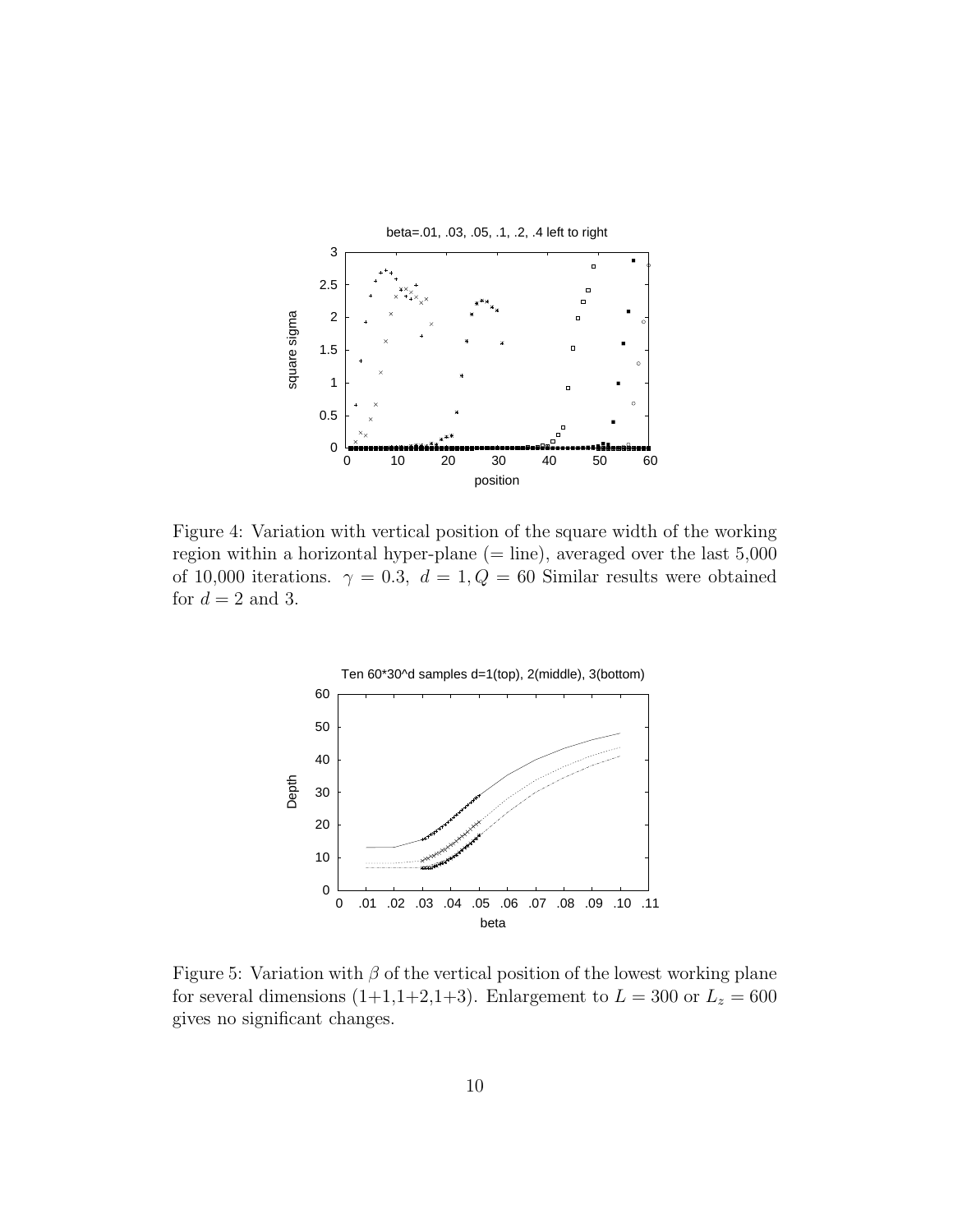Figure 4: Variation with vertical position of the square width of the working region within a horizontal hyper-plane (= line), averaged over the last 5,000 of 10,000 iterations. $\gamma = 0.3$, $d = 1, Q = 60$ Similar results were obtained for $d = 2$ and 3.

Figure 5: Variation with $\beta$ of the vertical position of the lowest working plane for several dimensions (1+1,1+2,1+3). Enlargement to $L = 300$ or $L_z = 600$ gives no significant changes.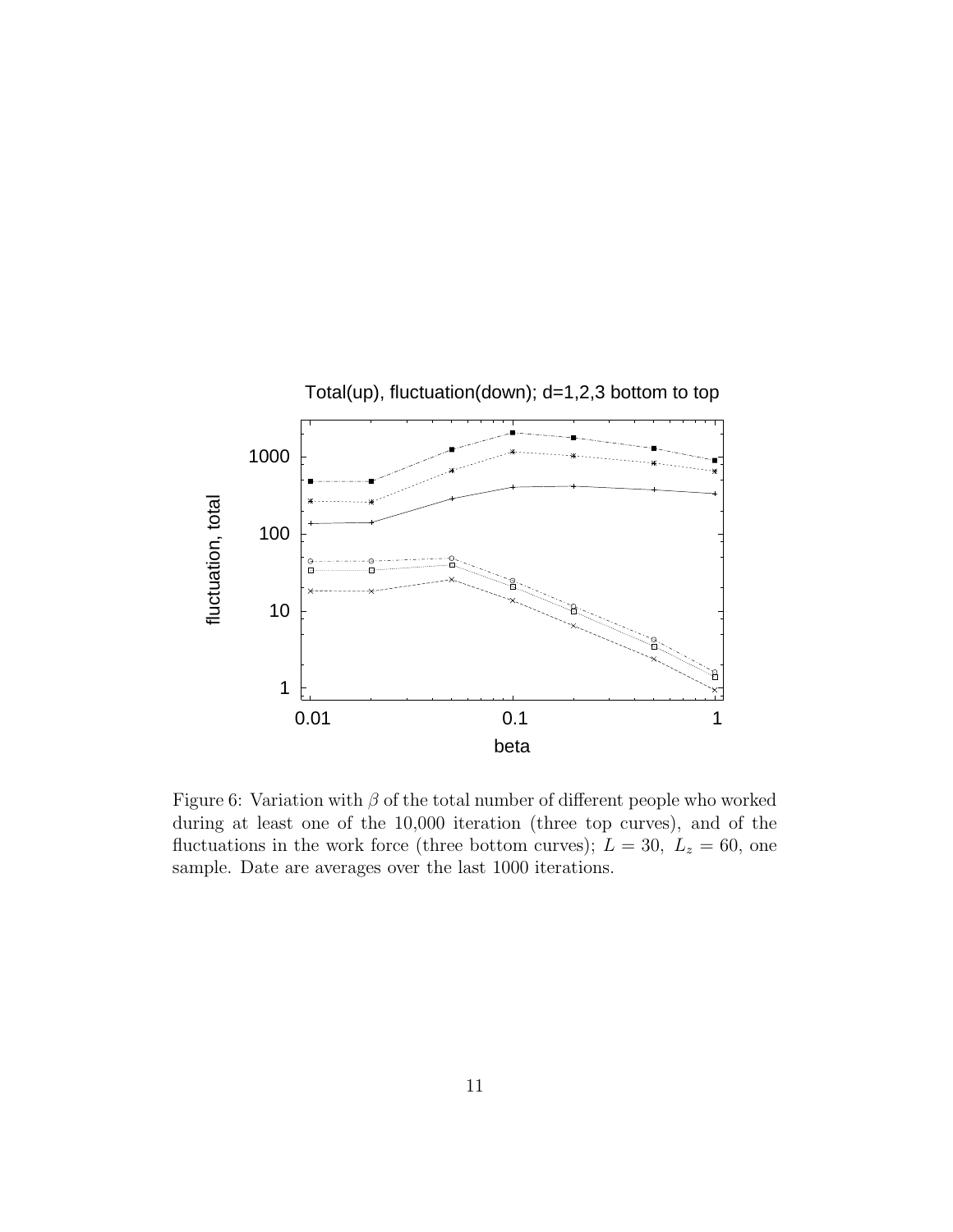Figure 6: Variation with $\beta$ of the total number of different people who worked during at least one of the 10,000 iteration (three top curves), and of the fluctuations in the work force (three bottom curves); $L = 30,\ L_z = 60$, one sample. Date are averages over the last 1000 iterations.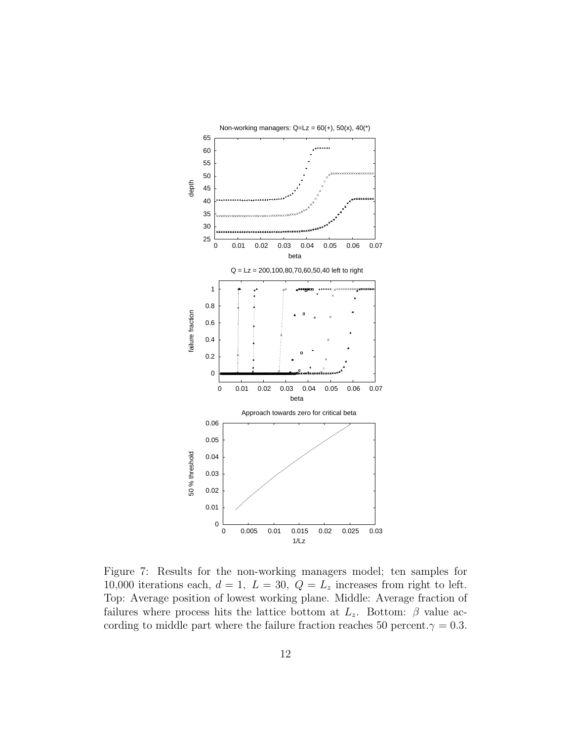Figure 7: Results for the non-working managers model; ten samples for 10,000 iterations each, $d = 1$, $L = 30$, $Q = L_z$ increases from right to left. Top: Average position of lowest working plane. Middle: Average fraction of failures where process hits the lattice bottom at $L_z$. Bottom: $\beta$ value according to middle part where the failure fraction reaches 50 percent. $\gamma = 0.3$.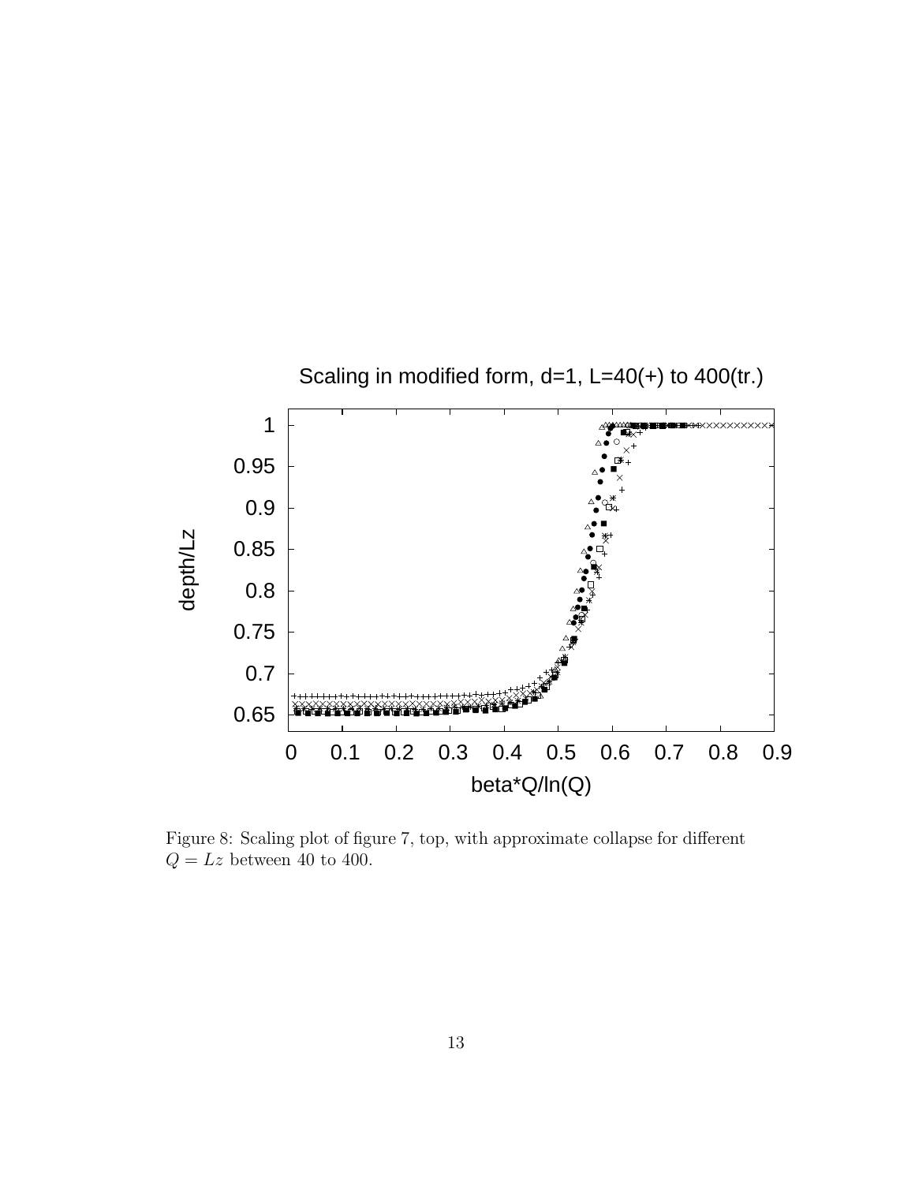Scaling in modified form, d=1, L=40(+) to 400(tr.)

depth/Lz

1
0.95
0.9
0.85
0.8
0.75
0.7
0.65

0 0.1 0.2 0.3 0.4 0.5 0.6 0.7 0.8 0.9

beta*Q/ln(Q)

Figure 8: Scaling plot of figure 7, top, with approximate collapse for different $Q = Lz$ between 40 to 400.